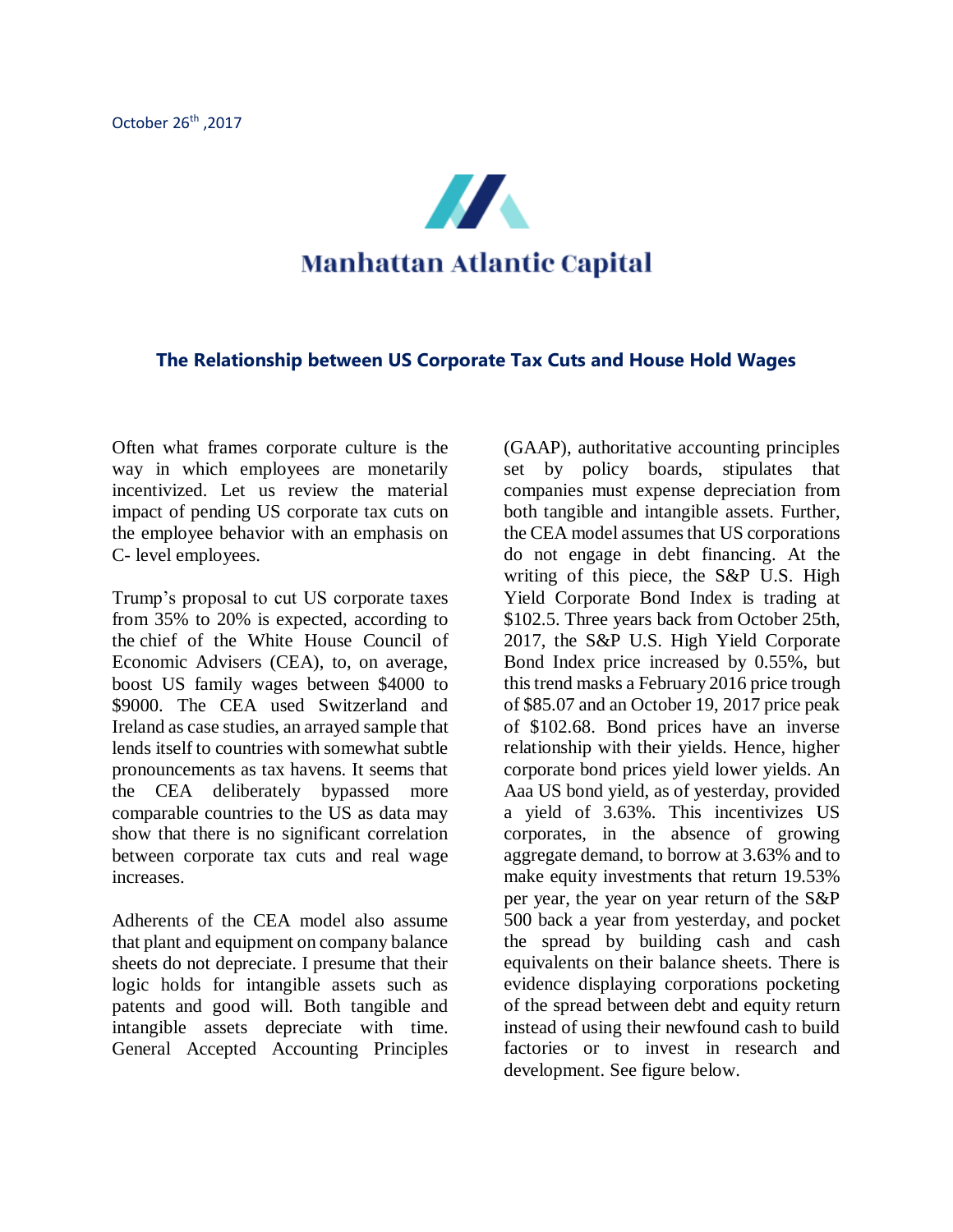October 26th ,2017

Manhattan Atlantic Capital

## The Relationship between US Corporate Tax Cuts and House Hold Wages

Often what frames corporate culture is the way in which employees are monetarily incentivized. Let us review the material impact of pending US corporate tax cuts on the employee behavior with an emphasis on C- level employees.

Trump's proposal to cut US corporate taxes from 35% to 20% is expected, according to the chief of the White House Council of Economic Advisers (CEA), to, on average, boost US family wages between $4000 to $9000. The CEA used Switzerland and Ireland as case studies, an arrayed sample that lends itself to countries with somewhat subtle pronouncements as tax havens. It seems that the CEA deliberately bypassed more comparable countries to the US as data may show that there is no significant correlation between corporate tax cuts and real wage increases.

Adherents of the CEA model also assume that plant and equipment on company balance sheets do not depreciate. I presume that their logic holds for intangible assets such as patents and good will. Both tangible and intangible assets depreciate with time. General Accepted Accounting Principles (GAAP), authoritative accounting principles set by policy boards, stipulates that companies must expense depreciation from both tangible and intangible assets. Further, the CEA model assumes that US corporations do not engage in debt financing. At the writing of this piece, the S&P U.S. High Yield Corporate Bond Index is trading at $102.5. Three years back from October 25th, 2017, the S&P U.S. High Yield Corporate Bond Index price increased by 0.55%, but this trend masks a February 2016 price trough of $85.07 and an October 19, 2017 price peak of $102.68. Bond prices have an inverse relationship with their yields. Hence, higher corporate bond prices yield lower yields. An Aaa US bond yield, as of yesterday, provided a yield of 3.63%. This incentivizes US corporates, in the absence of growing aggregate demand, to borrow at 3.63% and to make equity investments that return 19.53% per year, the year on year return of the S&P 500 back a year from yesterday, and pocket the spread by building cash and cash equivalents on their balance sheets. There is evidence displaying corporations pocketing of the spread between debt and equity return instead of using their newfound cash to build factories or to invest in research and development. See figure below.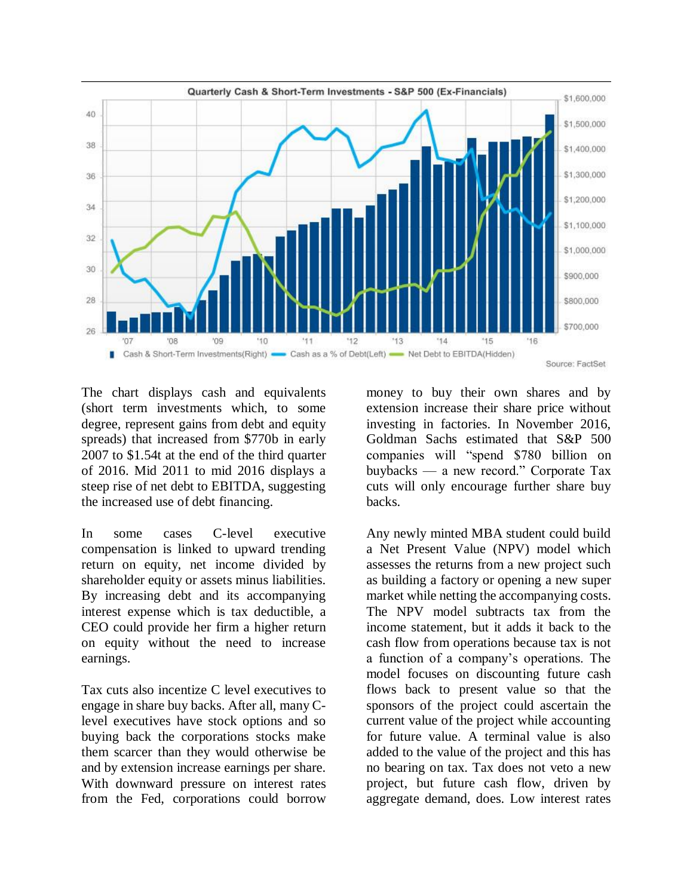The chart displays cash and equivalents (short term investments which, to some degree, represent gains from debt and equity spreads) that increased from $770b in early 2007 to $1.54t at the end of the third quarter of 2016. Mid 2011 to mid 2016 displays a steep rise of net debt to EBITDA, suggesting the increased use of debt financing.

In some cases C-level executive compensation is linked to upward trending return on equity, net income divided by shareholder equity or assets minus liabilities. By increasing debt and its accompanying interest expense which is tax deductible, a CEO could provide her firm a higher return on equity without the need to increase earnings.

Tax cuts also incentize C level executives to engage in share buy backs. After all, many C-level executives have stock options and so buying back the corporations stocks make them scarcer than they would otherwise be and by extension increase earnings per share. With downward pressure on interest rates from the Fed, corporations could borrow money to buy their own shares and by extension increase their share price without investing in factories. In November 2016, Goldman Sachs estimated that S&P 500 companies will "spend $780 billion on buybacks — a new record." Corporate Tax cuts will only encourage further share buy backs.

Any newly minted MBA student could build a Net Present Value (NPV) model which assesses the returns from a new project such as building a factory or opening a new super market while netting the accompanying costs. The NPV model subtracts tax from the income statement, but it adds it back to the cash flow from operations because tax is not a function of a company's operations. The model focuses on discounting future cash flows back to present value so that the sponsors of the project could ascertain the current value of the project while accounting for future value. A terminal value is also added to the value of the project and this has no bearing on tax. Tax does not veto a new project, but future cash flow, driven by aggregate demand, does. Low interest rates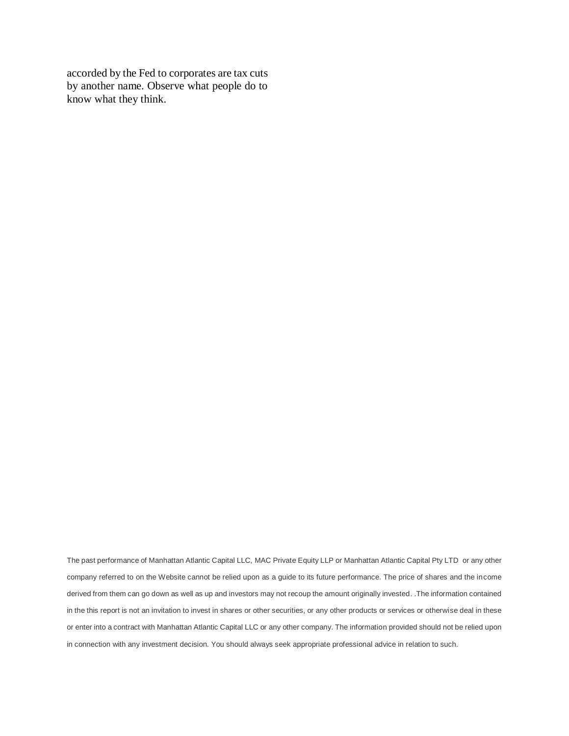accorded by the Fed to corporates are tax cuts by another name. Observe what people do to know what they think.

The past performance of Manhattan Atlantic Capital LLC, MAC Private Equity LLP or Manhattan Atlantic Capital Pty LTD or any other company referred to on the Website cannot be relied upon as a guide to its future performance. The price of shares and the income derived from them can go down as well as up and investors may not recoup the amount originally invested. .The information contained in the this report is not an invitation to invest in shares or other securities, or any other products or services or otherwise deal in these or enter into a contract with Manhattan Atlantic Capital LLC or any other company. The information provided should not be relied upon in connection with any investment decision. You should always seek appropriate professional advice in relation to such.